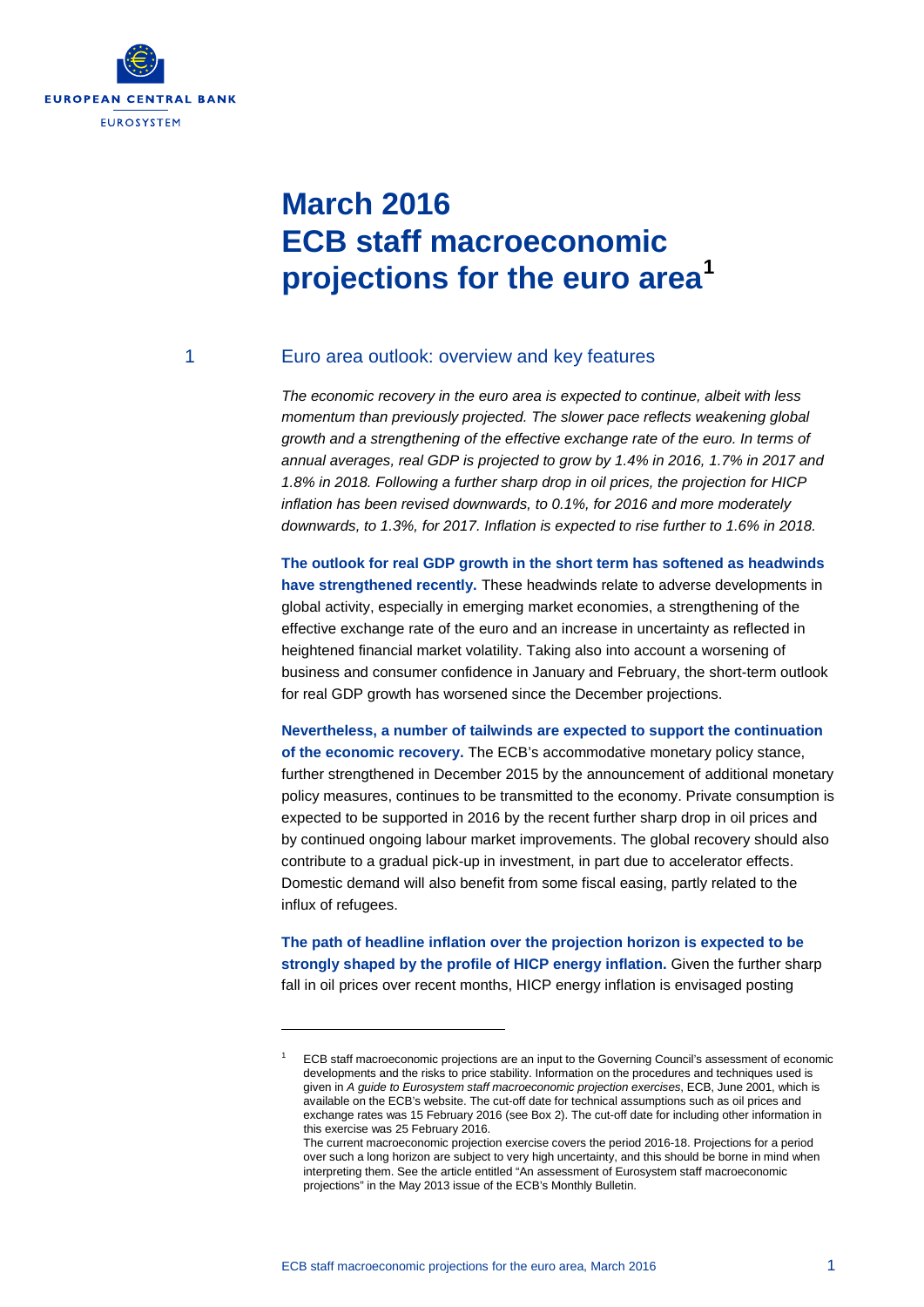# March 2016 ECB staff macroeconomic projections for the euro area[1]

## 1 Euro area outlook: overview and key features

*The economic recovery in the euro area is expected to continue, albeit with less momentum than previously projected. The slower pace reflects weakening global growth and a strengthening of the effective exchange rate of the euro. In terms of annual averages, real GDP is projected to grow by 1.4% in 2016, 1.7% in 2017 and 1.8% in 2018. Following a further sharp drop in oil prices, the projection for HICP inflation has been revised downwards, to 0.1%, for 2016 and more moderately downwards, to 1.3%, for 2017. Inflation is expected to rise further to 1.6% in 2018.*

**The outlook for real GDP growth in the short term has softened as headwinds have strengthened recently.** These headwinds relate to adverse developments in global activity, especially in emerging market economies, a strengthening of the effective exchange rate of the euro and an increase in uncertainty as reflected in heightened financial market volatility. Taking also into account a worsening of business and consumer confidence in January and February, the short-term outlook for real GDP growth has worsened since the December projections.

**Nevertheless, a number of tailwinds are expected to support the continuation of the economic recovery.** The ECB's accommodative monetary policy stance, further strengthened in December 2015 by the announcement of additional monetary policy measures, continues to be transmitted to the economy. Private consumption is expected to be supported in 2016 by the recent further sharp drop in oil prices and by continued ongoing labour market improvements. The global recovery should also contribute to a gradual pick-up in investment, in part due to accelerator effects. Domestic demand will also benefit from some fiscal easing, partly related to the influx of refugees.

**The path of headline inflation over the projection horizon is expected to be strongly shaped by the profile of HICP energy inflation.** Given the further sharp fall in oil prices over recent months, HICP energy inflation is envisaged posting

---

[1] ECB staff macroeconomic projections are an input to the Governing Council's assessment of economic developments and the risks to price stability. Information on the procedures and techniques used is given in *A guide to Eurosystem staff macroeconomic projection exercises*, ECB, June 2001, which is available on the ECB's website. The cut-off date for technical assumptions such as oil prices and exchange rates was 15 February 2016 (see Box 2). The cut-off date for including other information in this exercise was 25 February 2016.
The current macroeconomic projection exercise covers the period 2016-18. Projections for a period over such a long horizon are subject to very high uncertainty, and this should be borne in mind when interpreting them. See the article entitled "An assessment of Eurosystem staff macroeconomic projections" in the May 2013 issue of the ECB's Monthly Bulletin.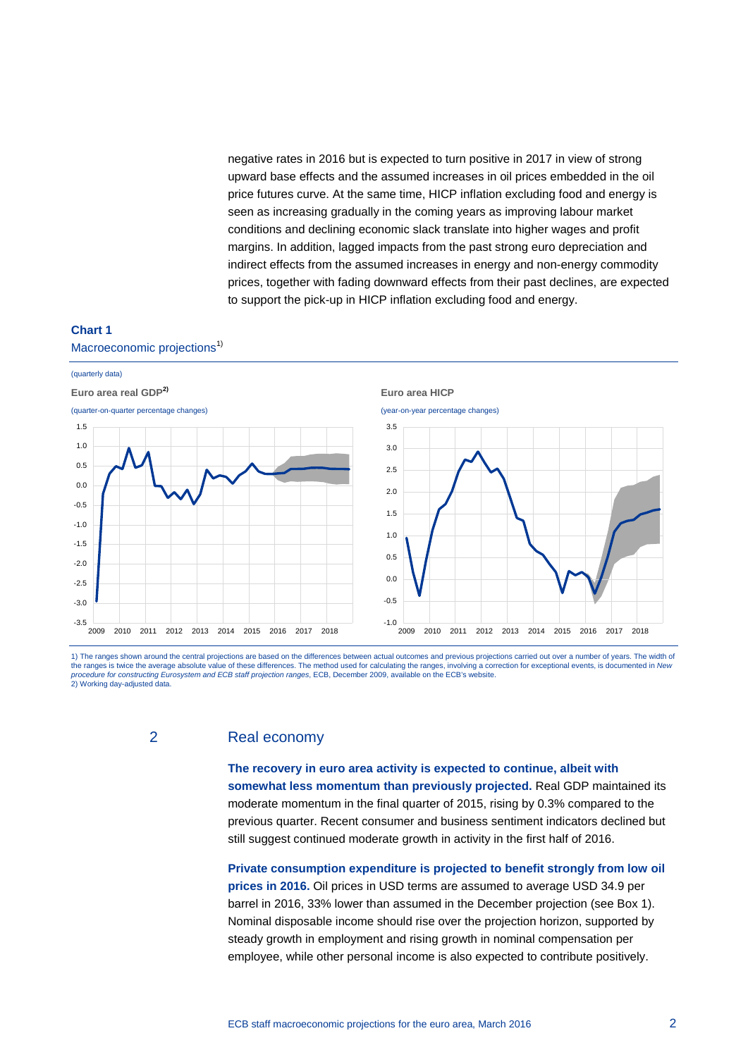negative rates in 2016 but is expected to turn positive in 2017 in view of strong upward base effects and the assumed increases in oil prices embedded in the oil price futures curve. At the same time, HICP inflation excluding food and energy is seen as increasing gradually in the coming years as improving labour market conditions and declining economic slack translate into higher wages and profit margins. In addition, lagged impacts from the past strong euro depreciation and indirect effects from the assumed increases in energy and non-energy commodity prices, together with fading downward effects from their past declines, are expected to support the pick-up in HICP inflation excluding food and energy.

**Chart 1**

Macroeconomic projections[1)]

(quarterly data)

**Euro area real GDP[2)]**

(quarter-on-quarter percentage changes)

**Euro area HICP**

(year-on-year percentage changes)

1) The ranges shown around the central projections are based on the differences between actual outcomes and previous projections carried out over a number of years. The width of the ranges is twice the average absolute value of these differences. The method used for calculating the ranges, involving a correction for exceptional events, is documented in *New procedure for constructing Eurosystem and ECB staff projection ranges*, ECB, December 2009, available on the ECB's website.
2) Working day-adjusted data.

## 2 Real economy

**The recovery in euro area activity is expected to continue, albeit with somewhat less momentum than previously projected.** Real GDP maintained its moderate momentum in the final quarter of 2015, rising by 0.3% compared to the previous quarter. Recent consumer and business sentiment indicators declined but still suggest continued moderate growth in activity in the first half of 2016.

**Private consumption expenditure is projected to benefit strongly from low oil prices in 2016.** Oil prices in USD terms are assumed to average USD 34.9 per barrel in 2016, 33% lower than assumed in the December projection (see Box 1). Nominal disposable income should rise over the projection horizon, supported by steady growth in employment and rising growth in nominal compensation per employee, while other personal income is also expected to contribute positively.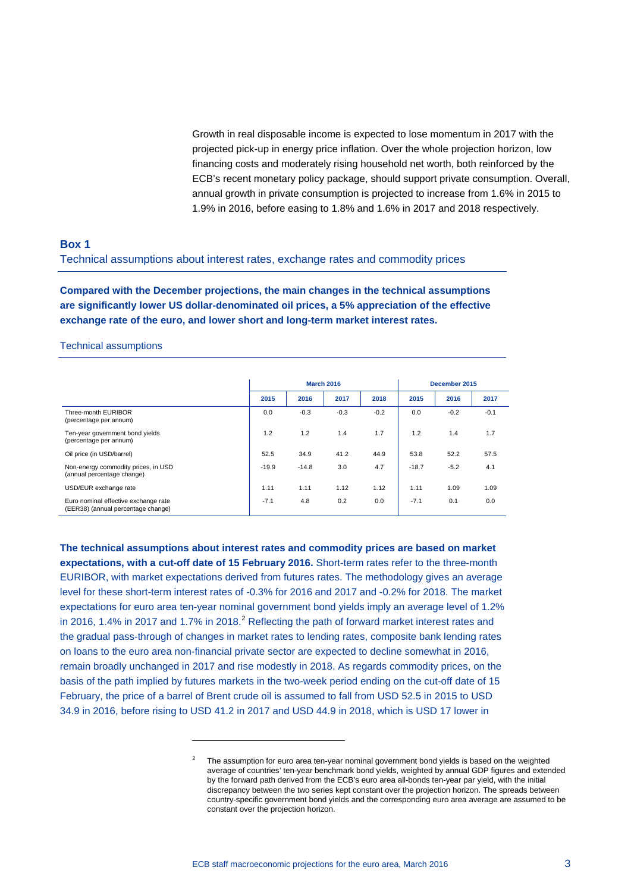Growth in real disposable income is expected to lose momentum in 2017 with the projected pick-up in energy price inflation. Over the whole projection horizon, low financing costs and moderately rising household net worth, both reinforced by the ECB's recent monetary policy package, should support private consumption. Overall, annual growth in private consumption is projected to increase from 1.6% in 2015 to 1.9% in 2016, before easing to 1.8% and 1.6% in 2017 and 2018 respectively.

## Box 1

### Technical assumptions about interest rates, exchange rates and commodity prices

**Compared with the December projections, the main changes in the technical assumptions are significantly lower US dollar-denominated oil prices, a 5% appreciation of the effective exchange rate of the euro, and lower short and long-term market interest rates.**

Technical assumptions

| | March 2016 | | | | December 2015 | | |
|---|---|---|---|---|---|---|---|
| | 2015 | 2016 | 2017 | 2018 | 2015 | 2016 | 2017 |
| Three-month EURIBOR (percentage per annum) | 0.0 | -0.3 | -0.3 | -0.2 | 0.0 | -0.2 | -0.1 |
| Ten-year government bond yields (percentage per annum) | 1.2 | 1.2 | 1.4 | 1.7 | 1.2 | 1.4 | 1.7 |
| Oil price (in USD/barrel) | 52.5 | 34.9 | 41.2 | 44.9 | 53.8 | 52.2 | 57.5 |
| Non-energy commodity prices, in USD (annual percentage change) | -19.9 | -14.8 | 3.0 | 4.7 | -18.7 | -5.2 | 4.1 |
| USD/EUR exchange rate | 1.11 | 1.11 | 1.12 | 1.12 | 1.11 | 1.09 | 1.09 |
| Euro nominal effective exchange rate (EER38) (annual percentage change) | -7.1 | 4.8 | 0.2 | 0.0 | -7.1 | 0.1 | 0.0 |

**The technical assumptions about interest rates and commodity prices are based on market expectations, with a cut-off date of 15 February 2016.** Short-term rates refer to the three-month EURIBOR, with market expectations derived from futures rates. The methodology gives an average level for these short-term interest rates of -0.3% for 2016 and 2017 and -0.2% for 2018. The market expectations for euro area ten-year nominal government bond yields imply an average level of 1.2% in 2016, 1.4% in 2017 and 1.7% in 2018.[2] Reflecting the path of forward market interest rates and the gradual pass-through of changes in market rates to lending rates, composite bank lending rates on loans to the euro area non-financial private sector are expected to decline somewhat in 2016, remain broadly unchanged in 2017 and rise modestly in 2018. As regards commodity prices, on the basis of the path implied by futures markets in the two-week period ending on the cut-off date of 15 February, the price of a barrel of Brent crude oil is assumed to fall from USD 52.5 in 2015 to USD 34.9 in 2016, before rising to USD 41.2 in 2017 and USD 44.9 in 2018, which is USD 17 lower in

[2] The assumption for euro area ten-year nominal government bond yields is based on the weighted average of countries' ten-year benchmark bond yields, weighted by annual GDP figures and extended by the forward path derived from the ECB's euro area all-bonds ten-year par yield, with the initial discrepancy between the two series kept constant over the projection horizon. The spreads between country-specific government bond yields and the corresponding euro area average are assumed to be constant over the projection horizon.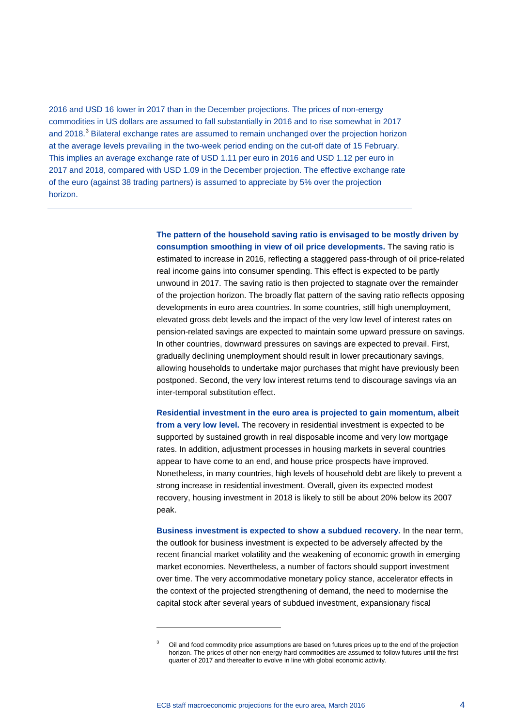2016 and USD 16 lower in 2017 than in the December projections. The prices of non-energy commodities in US dollars are assumed to fall substantially in 2016 and to rise somewhat in 2017 and 2018.[3] Bilateral exchange rates are assumed to remain unchanged over the projection horizon at the average levels prevailing in the two-week period ending on the cut-off date of 15 February. This implies an average exchange rate of USD 1.11 per euro in 2016 and USD 1.12 per euro in 2017 and 2018, compared with USD 1.09 in the December projection. The effective exchange rate of the euro (against 38 trading partners) is assumed to appreciate by 5% over the projection horizon.

---

**The pattern of the household saving ratio is envisaged to be mostly driven by consumption smoothing in view of oil price developments.** The saving ratio is estimated to increase in 2016, reflecting a staggered pass-through of oil price-related real income gains into consumer spending. This effect is expected to be partly unwound in 2017. The saving ratio is then projected to stagnate over the remainder of the projection horizon. The broadly flat pattern of the saving ratio reflects opposing developments in euro area countries. In some countries, still high unemployment, elevated gross debt levels and the impact of the very low level of interest rates on pension-related savings are expected to maintain some upward pressure on savings. In other countries, downward pressures on savings are expected to prevail. First, gradually declining unemployment should result in lower precautionary savings, allowing households to undertake major purchases that might have previously been postponed. Second, the very low interest returns tend to discourage savings via an inter-temporal substitution effect.

**Residential investment in the euro area is projected to gain momentum, albeit from a very low level.** The recovery in residential investment is expected to be supported by sustained growth in real disposable income and very low mortgage rates. In addition, adjustment processes in housing markets in several countries appear to have come to an end, and house price prospects have improved. Nonetheless, in many countries, high levels of household debt are likely to prevent a strong increase in residential investment. Overall, given its expected modest recovery, housing investment in 2018 is likely to still be about 20% below its 2007 peak.

**Business investment is expected to show a subdued recovery.** In the near term, the outlook for business investment is expected to be adversely affected by the recent financial market volatility and the weakening of economic growth in emerging market economies. Nevertheless, a number of factors should support investment over time. The very accommodative monetary policy stance, accelerator effects in the context of the projected strengthening of demand, the need to modernise the capital stock after several years of subdued investment, expansionary fiscal

---

[3] Oil and food commodity price assumptions are based on futures prices up to the end of the projection horizon. The prices of other non-energy hard commodities are assumed to follow futures until the first quarter of 2017 and thereafter to evolve in line with global economic activity.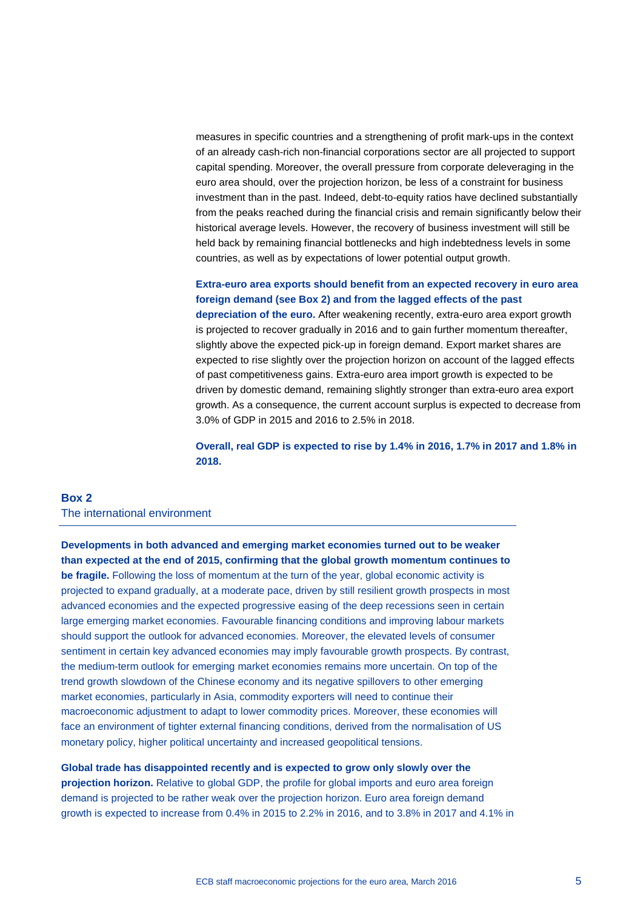measures in specific countries and a strengthening of profit mark-ups in the context of an already cash-rich non-financial corporations sector are all projected to support capital spending. Moreover, the overall pressure from corporate deleveraging in the euro area should, over the projection horizon, be less of a constraint for business investment than in the past. Indeed, debt-to-equity ratios have declined substantially from the peaks reached during the financial crisis and remain significantly below their historical average levels. However, the recovery of business investment will still be held back by remaining financial bottlenecks and high indebtedness levels in some countries, as well as by expectations of lower potential output growth.

**Extra-euro area exports should benefit from an expected recovery in euro area foreign demand (see Box 2) and from the lagged effects of the past depreciation of the euro.** After weakening recently, extra-euro area export growth is projected to recover gradually in 2016 and to gain further momentum thereafter, slightly above the expected pick-up in foreign demand. Export market shares are expected to rise slightly over the projection horizon on account of the lagged effects of past competitiveness gains. Extra-euro area import growth is expected to be driven by domestic demand, remaining slightly stronger than extra-euro area export growth. As a consequence, the current account surplus is expected to decrease from 3.0% of GDP in 2015 and 2016 to 2.5% in 2018.

**Overall, real GDP is expected to rise by 1.4% in 2016, 1.7% in 2017 and 1.8% in 2018.**

## Box 2
The international environment

**Developments in both advanced and emerging market economies turned out to be weaker than expected at the end of 2015, confirming that the global growth momentum continues to be fragile.** Following the loss of momentum at the turn of the year, global economic activity is projected to expand gradually, at a moderate pace, driven by still resilient growth prospects in most advanced economies and the expected progressive easing of the deep recessions seen in certain large emerging market economies. Favourable financing conditions and improving labour markets should support the outlook for advanced economies. Moreover, the elevated levels of consumer sentiment in certain key advanced economies may imply favourable growth prospects. By contrast, the medium-term outlook for emerging market economies remains more uncertain. On top of the trend growth slowdown of the Chinese economy and its negative spillovers to other emerging market economies, particularly in Asia, commodity exporters will need to continue their macroeconomic adjustment to adapt to lower commodity prices. Moreover, these economies will face an environment of tighter external financing conditions, derived from the normalisation of US monetary policy, higher political uncertainty and increased geopolitical tensions.

**Global trade has disappointed recently and is expected to grow only slowly over the projection horizon.** Relative to global GDP, the profile for global imports and euro area foreign demand is projected to be rather weak over the projection horizon. Euro area foreign demand growth is expected to increase from 0.4% in 2015 to 2.2% in 2016, and to 3.8% in 2017 and 4.1% in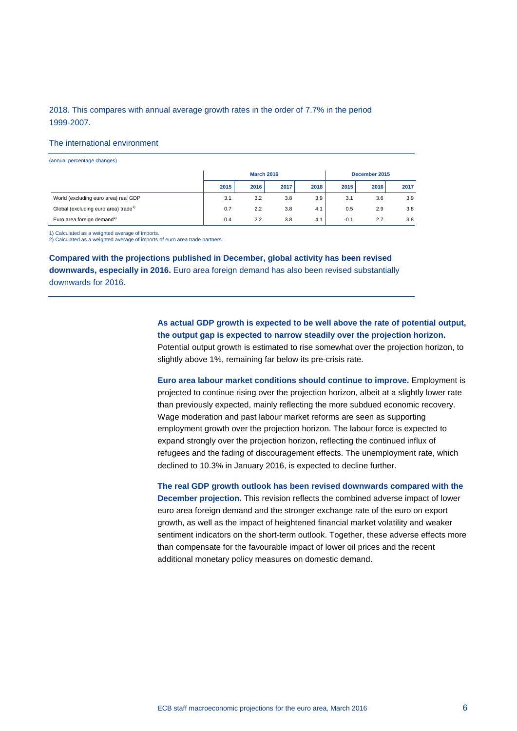2018. This compares with annual average growth rates in the order of 7.7% in the period 1999-2007.

The international environment

(annual percentage changes)

| | March 2016 | | | | December 2015 | | |
|---|---|---|---|---|---|---|---|
| | 2015 | 2016 | 2017 | 2018 | 2015 | 2016 | 2017 |
| World (excluding euro area) real GDP | 3.1 | 3.2 | 3.8 | 3.9 | 3.1 | 3.6 | 3.9 |
| Global (excluding euro area) trade[1)] | 0.7 | 2.2 | 3.8 | 4.1 | 0.5 | 2.9 | 3.8 |
| Euro area foreign demand[2)] | 0.4 | 2.2 | 3.8 | 4.1 | -0.1 | 2.7 | 3.8 |

1) Calculated as a weighted average of imports.
2) Calculated as a weighted average of imports of euro area trade partners.

**Compared with the projections published in December, global activity has been revised downwards, especially in 2016.** Euro area foreign demand has also been revised substantially downwards for 2016.

**As actual GDP growth is expected to be well above the rate of potential output, the output gap is expected to narrow steadily over the projection horizon.** Potential output growth is estimated to rise somewhat over the projection horizon, to slightly above 1%, remaining far below its pre-crisis rate.

**Euro area labour market conditions should continue to improve.** Employment is projected to continue rising over the projection horizon, albeit at a slightly lower rate than previously expected, mainly reflecting the more subdued economic recovery. Wage moderation and past labour market reforms are seen as supporting employment growth over the projection horizon. The labour force is expected to expand strongly over the projection horizon, reflecting the continued influx of refugees and the fading of discouragement effects. The unemployment rate, which declined to 10.3% in January 2016, is expected to decline further.

**The real GDP growth outlook has been revised downwards compared with the December projection.** This revision reflects the combined adverse impact of lower euro area foreign demand and the stronger exchange rate of the euro on export growth, as well as the impact of heightened financial market volatility and weaker sentiment indicators on the short-term outlook. Together, these adverse effects more than compensate for the favourable impact of lower oil prices and the recent additional monetary policy measures on domestic demand.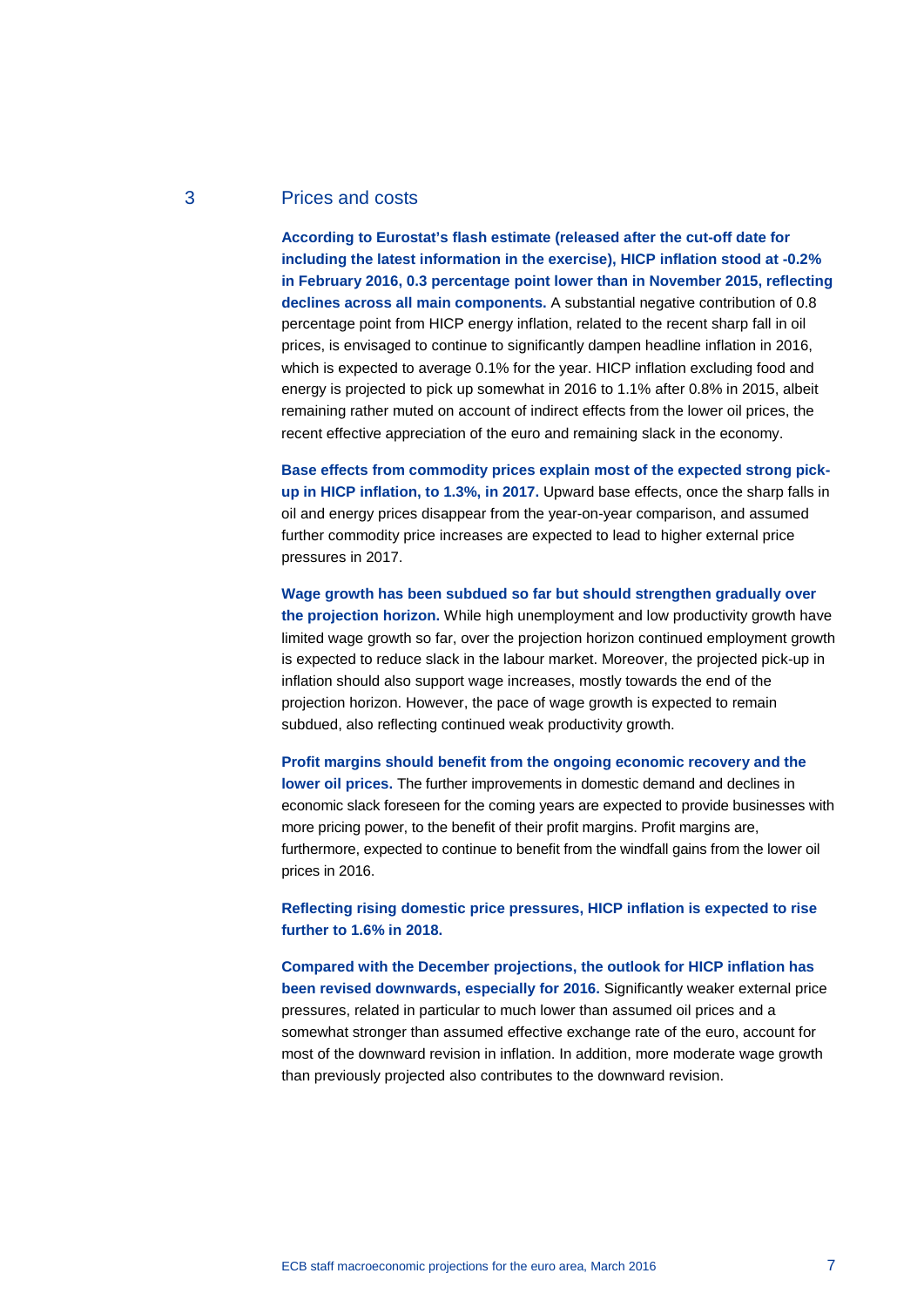## 3 Prices and costs

**According to Eurostat's flash estimate (released after the cut-off date for including the latest information in the exercise), HICP inflation stood at -0.2% in February 2016, 0.3 percentage point lower than in November 2015, reflecting declines across all main components.** A substantial negative contribution of 0.8 percentage point from HICP energy inflation, related to the recent sharp fall in oil prices, is envisaged to continue to significantly dampen headline inflation in 2016, which is expected to average 0.1% for the year. HICP inflation excluding food and energy is projected to pick up somewhat in 2016 to 1.1% after 0.8% in 2015, albeit remaining rather muted on account of indirect effects from the lower oil prices, the recent effective appreciation of the euro and remaining slack in the economy.

**Base effects from commodity prices explain most of the expected strong pick-up in HICP inflation, to 1.3%, in 2017.** Upward base effects, once the sharp falls in oil and energy prices disappear from the year-on-year comparison, and assumed further commodity price increases are expected to lead to higher external price pressures in 2017.

**Wage growth has been subdued so far but should strengthen gradually over the projection horizon.** While high unemployment and low productivity growth have limited wage growth so far, over the projection horizon continued employment growth is expected to reduce slack in the labour market. Moreover, the projected pick-up in inflation should also support wage increases, mostly towards the end of the projection horizon. However, the pace of wage growth is expected to remain subdued, also reflecting continued weak productivity growth.

**Profit margins should benefit from the ongoing economic recovery and the lower oil prices.** The further improvements in domestic demand and declines in economic slack foreseen for the coming years are expected to provide businesses with more pricing power, to the benefit of their profit margins. Profit margins are, furthermore, expected to continue to benefit from the windfall gains from the lower oil prices in 2016.

**Reflecting rising domestic price pressures, HICP inflation is expected to rise further to 1.6% in 2018.**

**Compared with the December projections, the outlook for HICP inflation has been revised downwards, especially for 2016.** Significantly weaker external price pressures, related in particular to much lower than assumed oil prices and a somewhat stronger than assumed effective exchange rate of the euro, account for most of the downward revision in inflation. In addition, more moderate wage growth than previously projected also contributes to the downward revision.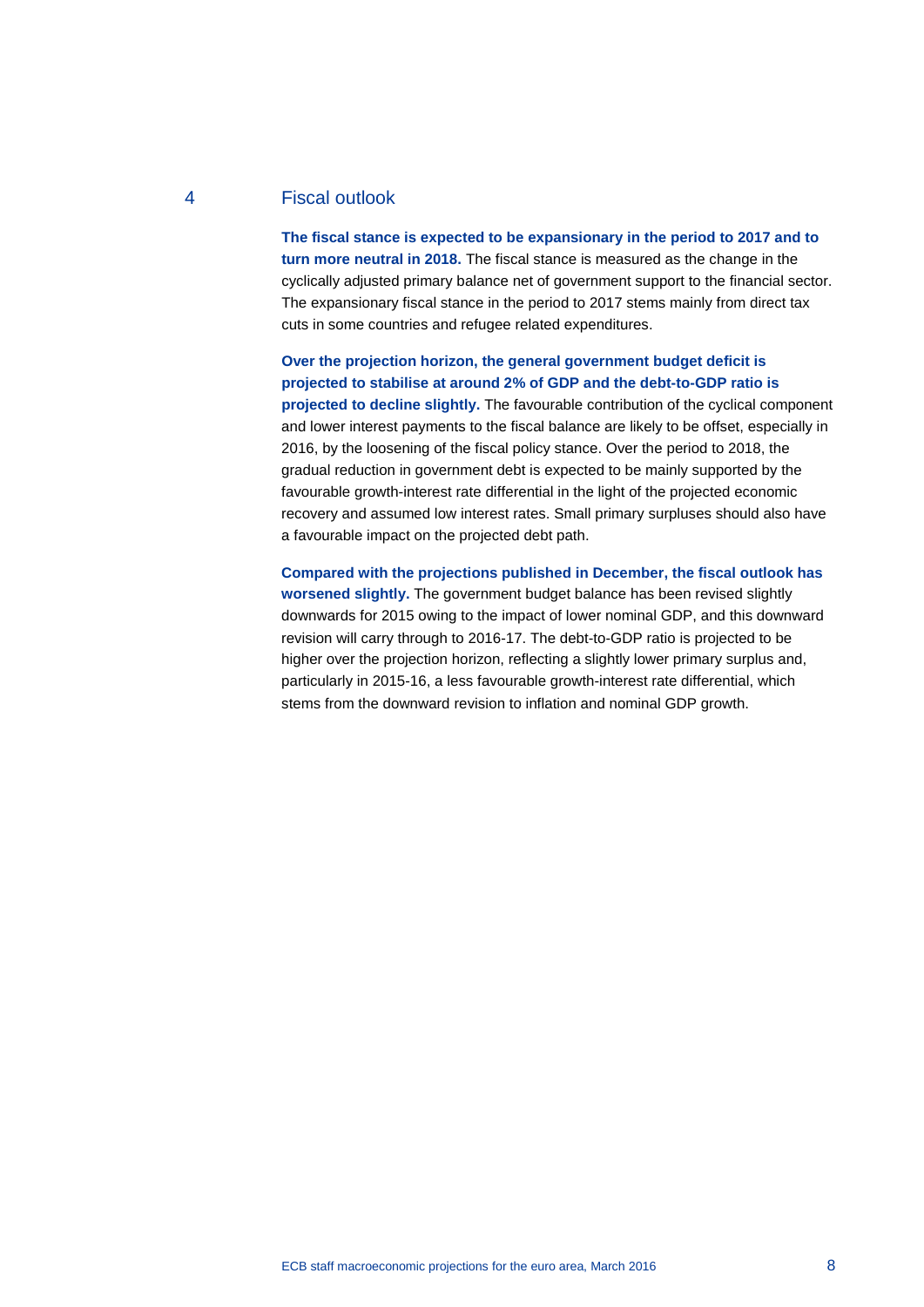## 4 Fiscal outlook

**The fiscal stance is expected to be expansionary in the period to 2017 and to turn more neutral in 2018.** The fiscal stance is measured as the change in the cyclically adjusted primary balance net of government support to the financial sector. The expansionary fiscal stance in the period to 2017 stems mainly from direct tax cuts in some countries and refugee related expenditures.

**Over the projection horizon, the general government budget deficit is projected to stabilise at around 2% of GDP and the debt-to-GDP ratio is projected to decline slightly.** The favourable contribution of the cyclical component and lower interest payments to the fiscal balance are likely to be offset, especially in 2016, by the loosening of the fiscal policy stance. Over the period to 2018, the gradual reduction in government debt is expected to be mainly supported by the favourable growth-interest rate differential in the light of the projected economic recovery and assumed low interest rates. Small primary surpluses should also have a favourable impact on the projected debt path.

**Compared with the projections published in December, the fiscal outlook has worsened slightly.** The government budget balance has been revised slightly downwards for 2015 owing to the impact of lower nominal GDP, and this downward revision will carry through to 2016-17. The debt-to-GDP ratio is projected to be higher over the projection horizon, reflecting a slightly lower primary surplus and, particularly in 2015-16, a less favourable growth-interest rate differential, which stems from the downward revision to inflation and nominal GDP growth.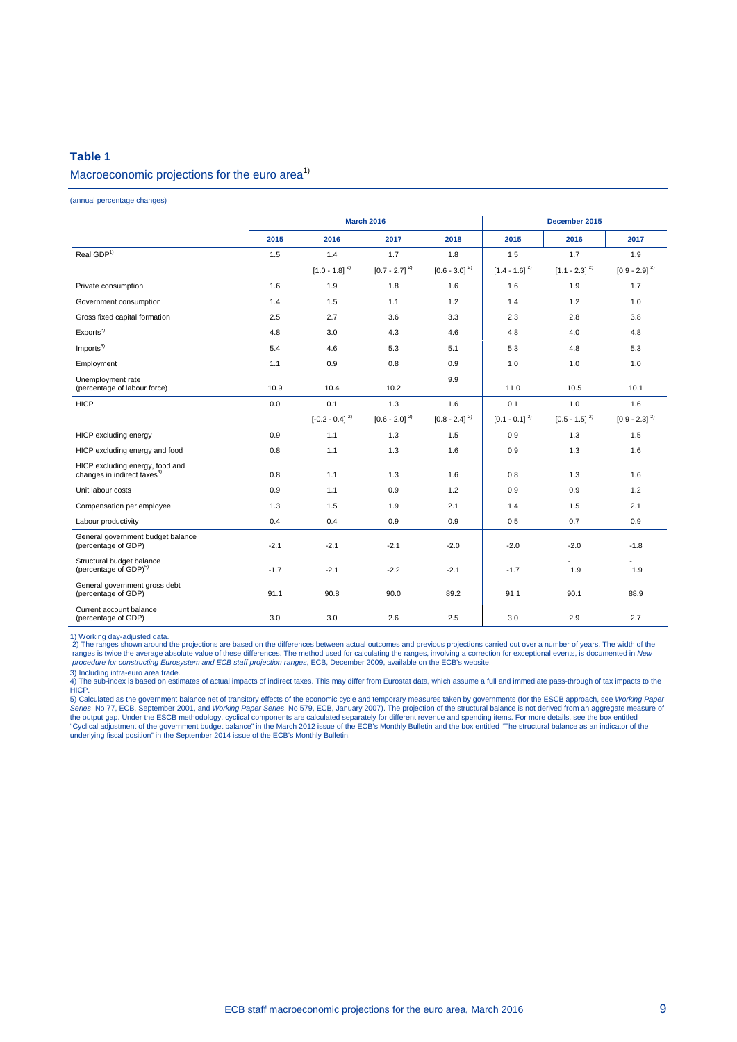**Table 1**

Macroeconomic projections for the euro area[1)]

(annual percentage changes)

| | March 2016 | | | | December 2015 | | |
|---|---|---|---|---|---|---|---|
| | 2015 | 2016 | 2017 | 2018 | 2015 | 2016 | 2017 |
| Real GDP[1)] | 1.5 | 1.4 | 1.7 | 1.8 | 1.5 | 1.7 | 1.9 |
| | | [1.0 - 1.8] [2)] | [0.7 - 2.7] [2)] | [0.6 - 3.0] [2)] | [1.4 - 1.6] [2)] | [1.1 - 2.3] [2)] | [0.9 - 2.9] [2)] |
| Private consumption | 1.6 | 1.9 | 1.8 | 1.6 | 1.6 | 1.9 | 1.7 |
| Government consumption | 1.4 | 1.5 | 1.1 | 1.2 | 1.4 | 1.2 | 1.0 |
| Gross fixed capital formation | 2.5 | 2.7 | 3.6 | 3.3 | 2.3 | 2.8 | 3.8 |
| Exports[3)] | 4.8 | 3.0 | 4.3 | 4.6 | 4.8 | 4.0 | 4.8 |
| Imports[3)] | 5.4 | 4.6 | 5.3 | 5.1 | 5.3 | 4.8 | 5.3 |
| Employment | 1.1 | 0.9 | 0.8 | 0.9 | 1.0 | 1.0 | 1.0 |
| Unemployment rate (percentage of labour force) | 10.9 | 10.4 | 10.2 | 9.9 | 11.0 | 10.5 | 10.1 |
| HICP | 0.0 | 0.1 | 1.3 | 1.6 | 0.1 | 1.0 | 1.6 |
| | | [-0.2 - 0.4] [2)] | [0.6 - 2.0] [2)] | [0.8 - 2.4] [2)] | [0.1 - 0.1] [2)] | [0.5 - 1.5] [2)] | [0.9 - 2.3] [2)] |
| HICP excluding energy | 0.9 | 1.1 | 1.3 | 1.5 | 0.9 | 1.3 | 1.5 |
| HICP excluding energy and food | 0.8 | 1.1 | 1.3 | 1.6 | 0.9 | 1.3 | 1.6 |
| HICP excluding energy, food and changes in indirect taxes[4)] | 0.8 | 1.1 | 1.3 | 1.6 | 0.8 | 1.3 | 1.6 |
| Unit labour costs | 0.9 | 1.1 | 0.9 | 1.2 | 0.9 | 0.9 | 1.2 |
| Compensation per employee | 1.3 | 1.5 | 1.9 | 2.1 | 1.4 | 1.5 | 2.1 |
| Labour productivity | 0.4 | 0.4 | 0.9 | 0.9 | 0.5 | 0.7 | 0.9 |
| General government budget balance (percentage of GDP) | -2.1 | -2.1 | -2.1 | -2.0 | -2.0 | -2.0 | -1.8 |
| Structural budget balance (percentage of GDP)[5)] | -1.7 | -2.1 | -2.2 | -2.1 | -1.7 | -1.9 | -1.9 |
| General government gross debt (percentage of GDP) | 91.1 | 90.8 | 90.0 | 89.2 | 91.1 | 90.1 | 88.9 |
| Current account balance (percentage of GDP) | 3.0 | 3.0 | 2.6 | 2.5 | 3.0 | 2.9 | 2.7 |

1) Working day-adjusted data.
2) The ranges shown around the projections are based on the differences between actual outcomes and previous projections carried out over a number of years. The width of the ranges is twice the average absolute value of these differences. The method used for calculating the ranges, involving a correction for exceptional events, is documented in *New procedure for constructing Eurosystem and ECB staff projection ranges*, ECB, December 2009, available on the ECB's website.
3) Including intra-euro area trade.
4) The sub-index is based on estimates of actual impacts of indirect taxes. This may differ from Eurostat data, which assume a full and immediate pass-through of tax impacts to the HICP.
5) Calculated as the government balance net of transitory effects of the economic cycle and temporary measures taken by governments (for the ESCB approach, see *Working Paper Series*, No 77, ECB, September 2001, and *Working Paper Series*, No 579, ECB, January 2007). The projection of the structural balance is not derived from an aggregate measure of the output gap. Under the ESCB methodology, cyclical components are calculated separately for different revenue and spending items. For more details, see the box entitled "Cyclical adjustment of the government budget balance" in the March 2012 issue of the ECB's Monthly Bulletin and the box entitled "The structural balance as an indicator of the underlying fiscal position" in the September 2014 issue of the ECB's Monthly Bulletin.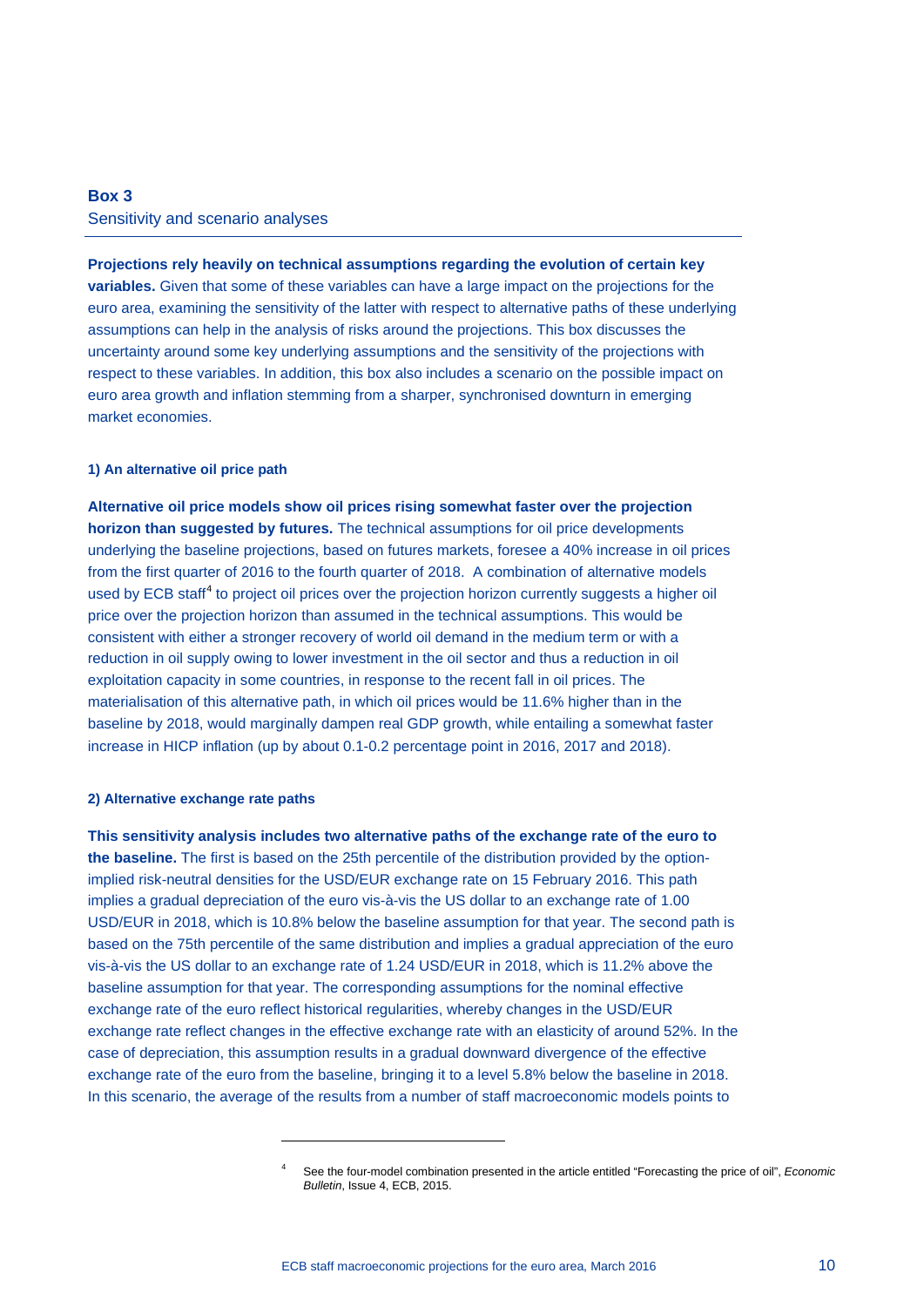## Box 3
Sensitivity and scenario analyses

**Projections rely heavily on technical assumptions regarding the evolution of certain key variables.** Given that some of these variables can have a large impact on the projections for the euro area, examining the sensitivity of the latter with respect to alternative paths of these underlying assumptions can help in the analysis of risks around the projections. This box discusses the uncertainty around some key underlying assumptions and the sensitivity of the projections with respect to these variables. In addition, this box also includes a scenario on the possible impact on euro area growth and inflation stemming from a sharper, synchronised downturn in emerging market economies.

#### 1) An alternative oil price path

**Alternative oil price models show oil prices rising somewhat faster over the projection horizon than suggested by futures.** The technical assumptions for oil price developments underlying the baseline projections, based on futures markets, foresee a 40% increase in oil prices from the first quarter of 2016 to the fourth quarter of 2018. A combination of alternative models used by ECB staff[4] to project oil prices over the projection horizon currently suggests a higher oil price over the projection horizon than assumed in the technical assumptions. This would be consistent with either a stronger recovery of world oil demand in the medium term or with a reduction in oil supply owing to lower investment in the oil sector and thus a reduction in oil exploitation capacity in some countries, in response to the recent fall in oil prices. The materialisation of this alternative path, in which oil prices would be 11.6% higher than in the baseline by 2018, would marginally dampen real GDP growth, while entailing a somewhat faster increase in HICP inflation (up by about 0.1-0.2 percentage point in 2016, 2017 and 2018).

#### 2) Alternative exchange rate paths

**This sensitivity analysis includes two alternative paths of the exchange rate of the euro to the baseline.** The first is based on the 25th percentile of the distribution provided by the option-implied risk-neutral densities for the USD/EUR exchange rate on 15 February 2016. This path implies a gradual depreciation of the euro vis-à-vis the US dollar to an exchange rate of 1.00 USD/EUR in 2018, which is 10.8% below the baseline assumption for that year. The second path is based on the 75th percentile of the same distribution and implies a gradual appreciation of the euro vis-à-vis the US dollar to an exchange rate of 1.24 USD/EUR in 2018, which is 11.2% above the baseline assumption for that year. The corresponding assumptions for the nominal effective exchange rate of the euro reflect historical regularities, whereby changes in the USD/EUR exchange rate reflect changes in the effective exchange rate with an elasticity of around 52%. In the case of depreciation, this assumption results in a gradual downward divergence of the effective exchange rate of the euro from the baseline, bringing it to a level 5.8% below the baseline in 2018. In this scenario, the average of the results from a number of staff macroeconomic models points to

[4] See the four-model combination presented in the article entitled "Forecasting the price of oil", *Economic Bulletin*, Issue 4, ECB, 2015.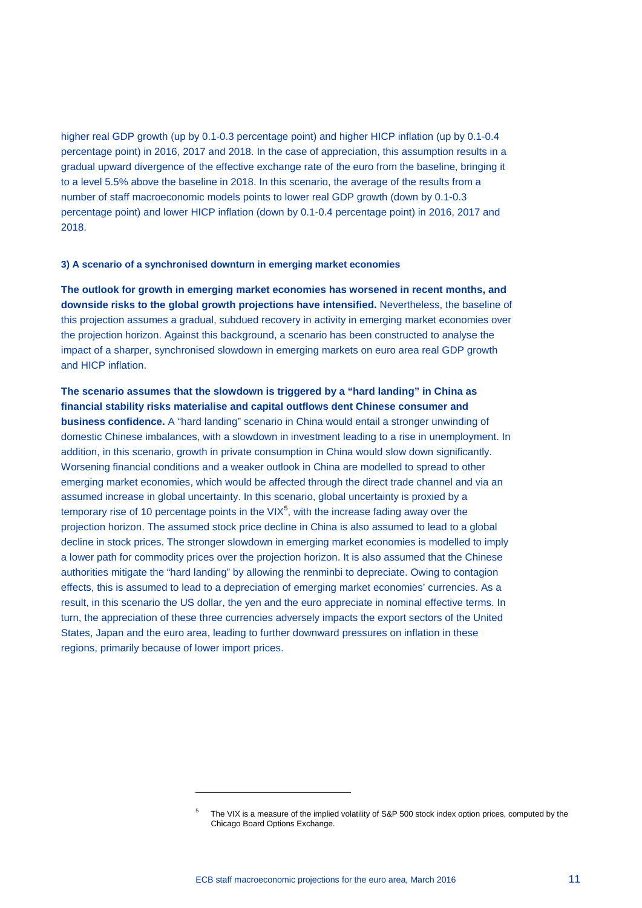higher real GDP growth (up by 0.1-0.3 percentage point) and higher HICP inflation (up by 0.1-0.4 percentage point) in 2016, 2017 and 2018. In the case of appreciation, this assumption results in a gradual upward divergence of the effective exchange rate of the euro from the baseline, bringing it to a level 5.5% above the baseline in 2018. In this scenario, the average of the results from a number of staff macroeconomic models points to lower real GDP growth (down by 0.1-0.3 percentage point) and lower HICP inflation (down by 0.1-0.4 percentage point) in 2016, 2017 and 2018.

#### 3) A scenario of a synchronised downturn in emerging market economies

**The outlook for growth in emerging market economies has worsened in recent months, and downside risks to the global growth projections have intensified.** Nevertheless, the baseline of this projection assumes a gradual, subdued recovery in activity in emerging market economies over the projection horizon. Against this background, a scenario has been constructed to analyse the impact of a sharper, synchronised slowdown in emerging markets on euro area real GDP growth and HICP inflation.

**The scenario assumes that the slowdown is triggered by a "hard landing" in China as financial stability risks materialise and capital outflows dent Chinese consumer and business confidence.** A "hard landing" scenario in China would entail a stronger unwinding of domestic Chinese imbalances, with a slowdown in investment leading to a rise in unemployment. In addition, in this scenario, growth in private consumption in China would slow down significantly. Worsening financial conditions and a weaker outlook in China are modelled to spread to other emerging market economies, which would be affected through the direct trade channel and via an assumed increase in global uncertainty. In this scenario, global uncertainty is proxied by a temporary rise of 10 percentage points in the VIX[5], with the increase fading away over the projection horizon. The assumed stock price decline in China is also assumed to lead to a global decline in stock prices. The stronger slowdown in emerging market economies is modelled to imply a lower path for commodity prices over the projection horizon. It is also assumed that the Chinese authorities mitigate the "hard landing" by allowing the renminbi to depreciate. Owing to contagion effects, this is assumed to lead to a depreciation of emerging market economies' currencies. As a result, in this scenario the US dollar, the yen and the euro appreciate in nominal effective terms. In turn, the appreciation of these three currencies adversely impacts the export sectors of the United States, Japan and the euro area, leading to further downward pressures on inflation in these regions, primarily because of lower import prices.

---

[5] The VIX is a measure of the implied volatility of S&P 500 stock index option prices, computed by the Chicago Board Options Exchange.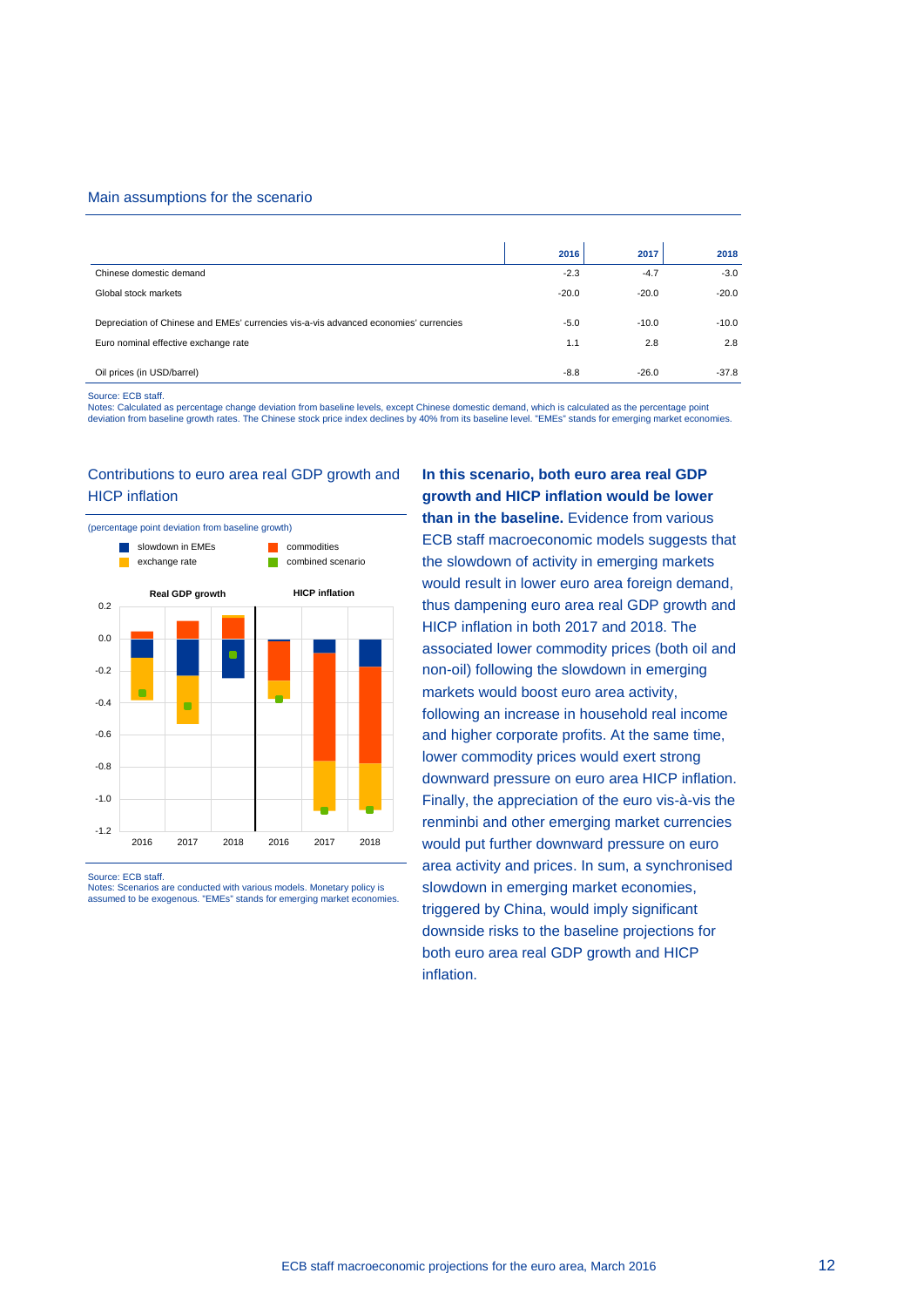Main assumptions for the scenario

| | 2016 | 2017 | 2018 |
|---|---|---|---|
| Chinese domestic demand | -2.3 | -4.7 | -3.0 |
| Global stock markets | -20.0 | -20.0 | -20.0 |
| Depreciation of Chinese and EMEs' currencies vis-a-vis advanced economies' currencies | -5.0 | -10.0 | -10.0 |
| Euro nominal effective exchange rate | 1.1 | 2.8 | 2.8 |
| Oil prices (in USD/barrel) | -8.8 | -26.0 | -37.8 |

Source: ECB staff.
Notes: Calculated as percentage change deviation from baseline levels, except Chinese domestic demand, which is calculated as the percentage point deviation from baseline growth rates. The Chinese stock price index declines by 40% from its baseline level. "EMEs" stands for emerging market economies.

Contributions to euro area real GDP growth and HICP inflation

(percentage point deviation from baseline growth)

Legend: slowdown in EMEs; commodities; exchange rate; combined scenario

Panels: Real GDP growth (2016, 2017, 2018); HICP inflation (2016, 2017, 2018)

Source: ECB staff.
Notes: Scenarios are conducted with various models. Monetary policy is assumed to be exogenous. "EMEs" stands for emerging market economies.

**In this scenario, both euro area real GDP growth and HICP inflation would be lower than in the baseline.** Evidence from various ECB staff macroeconomic models suggests that the slowdown of activity in emerging markets would result in lower euro area foreign demand, thus dampening euro area real GDP growth and HICP inflation in both 2017 and 2018. The associated lower commodity prices (both oil and non-oil) following the slowdown in emerging markets would boost euro area activity, following an increase in household real income and higher corporate profits. At the same time, lower commodity prices would exert strong downward pressure on euro area HICP inflation. Finally, the appreciation of the euro vis-à-vis the renminbi and other emerging market currencies would put further downward pressure on euro area activity and prices. In sum, a synchronised slowdown in emerging market economies, triggered by China, would imply significant downside risks to the baseline projections for both euro area real GDP growth and HICP inflation.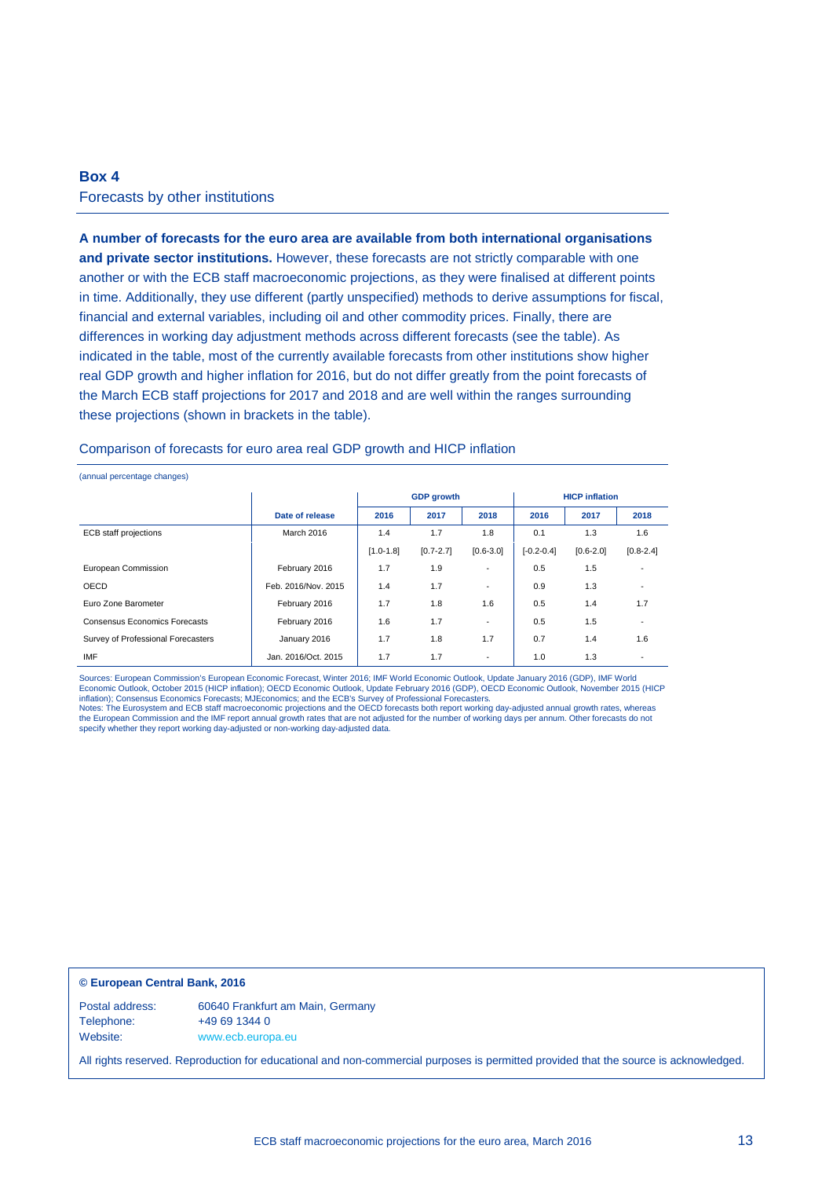## Box 4

Forecasts by other institutions

**A number of forecasts for the euro area are available from both international organisations and private sector institutions.** However, these forecasts are not strictly comparable with one another or with the ECB staff macroeconomic projections, as they were finalised at different points in time. Additionally, they use different (partly unspecified) methods to derive assumptions for fiscal, financial and external variables, including oil and other commodity prices. Finally, there are differences in working day adjustment methods across different forecasts (see the table). As indicated in the table, most of the currently available forecasts from other institutions show higher real GDP growth and higher inflation for 2016, but do not differ greatly from the point forecasts of the March ECB staff projections for 2017 and 2018 and are well within the ranges surrounding these projections (shown in brackets in the table).

Comparison of forecasts for euro area real GDP growth and HICP inflation

(annual percentage changes)

| | | GDP growth | | | HICP inflation | | |
|---|---|---|---|---|---|---|---|
| | Date of release | 2016 | 2017 | 2018 | 2016 | 2017 | 2018 |
| ECB staff projections | March 2016 | 1.4 | 1.7 | 1.8 | 0.1 | 1.3 | 1.6 |
| | | [1.0-1.8] | [0.7-2.7] | [0.6-3.0] | [-0.2-0.4] | [0.6-2.0] | [0.8-2.4] |
| European Commission | February 2016 | 1.7 | 1.9 | - | 0.5 | 1.5 | - |
| OECD | Feb. 2016/Nov. 2015 | 1.4 | 1.7 | - | 0.9 | 1.3 | - |
| Euro Zone Barometer | February 2016 | 1.7 | 1.8 | 1.6 | 0.5 | 1.4 | 1.7 |
| Consensus Economics Forecasts | February 2016 | 1.6 | 1.7 | - | 0.5 | 1.5 | - |
| Survey of Professional Forecasters | January 2016 | 1.7 | 1.8 | 1.7 | 0.7 | 1.4 | 1.6 |
| IMF | Jan. 2016/Oct. 2015 | 1.7 | 1.7 | - | 1.0 | 1.3 | - |

Sources: European Commission's European Economic Forecast, Winter 2016; IMF World Economic Outlook, Update January 2016 (GDP), IMF World Economic Outlook, October 2015 (HICP inflation); OECD Economic Outlook, Update February 2016 (GDP), OECD Economic Outlook, November 2015 (HICP inflation); Consensus Economics Forecasts; MJEconomics; and the ECB's Survey of Professional Forecasters.
Notes: The Eurosystem and ECB staff macroeconomic projections and the OECD forecasts both report working day-adjusted annual growth rates, whereas the European Commission and the IMF report annual growth rates that are not adjusted for the number of working days per annum. Other forecasts do not specify whether they report working day-adjusted or non-working day-adjusted data.

**© European Central Bank, 2016**

Postal address: 60640 Frankfurt am Main, Germany
Telephone: +49 69 1344 0
Website: www.ecb.europa.eu

All rights reserved. Reproduction for educational and non-commercial purposes is permitted provided that the source is acknowledged.